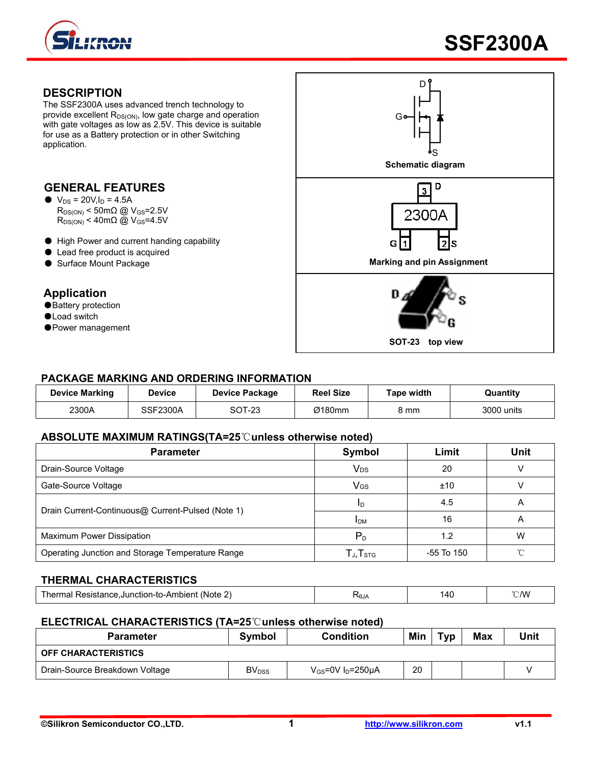# SSF2300A

## DESCRIPTION

The SSF2300A uses advanced trench technology to provide excellent $R_{DS(ON)}$, low gate charge and operation with gate voltages as low as 2.5V. This device is suitable for use as a Battery protection or in other Switching application.

Schematic diagram

Marking and pin Assignment

SOT-23 top view

## GENERAL FEATURES

- $V_{DS}$ = 20V,$I_D$ = 4.5A
  $R_{DS(ON)}$ < 50mΩ @ $V_{GS}$=2.5V
  $R_{DS(ON)}$ < 40mΩ @ $V_{GS}$=4.5V
- High Power and current handing capability
- Lead free product is acquired
- Surface Mount Package

## Application

- Battery protection
- Load switch
- Power management

## PACKAGE MARKING AND ORDERING INFORMATION

| Device Marking | Device | Device Package | Reel Size | Tape width | Quantity |
|---|---|---|---|---|---|
| 2300A | SSF2300A | SOT-23 | Ø180mm | 8 mm | 3000 units |

## ABSOLUTE MAXIMUM RATINGS(TA=25℃unless otherwise noted)

| Parameter | Symbol | Limit | Unit |
|---|---|---|---|
| Drain-Source Voltage | $V_{DS}$ | 20 | V |
| Gate-Source Voltage | $V_{GS}$ | ±10 | V |
| Drain Current-Continuous@ Current-Pulsed (Note 1) | $I_D$ | 4.5 | A |
| | $I_{DM}$ | 16 | A |
| Maximum Power Dissipation | $P_D$ | 1.2 | W |
| Operating Junction and Storage Temperature Range | $T_J$,$T_{STG}$ | -55 To 150 | ℃ |

## THERMAL CHARACTERISTICS

| Parameter | Symbol | Limit | Unit |
|---|---|---|---|
| Thermal Resistance,Junction-to-Ambient (Note 2) | $R_{\theta JA}$ | 140 | ℃/W |

## ELECTRICAL CHARACTERISTICS (TA=25℃unless otherwise noted)

| Parameter | Symbol | Condition | Min | Typ | Max | Unit |
|---|---|---|---|---|---|---|
| **OFF CHARACTERISTICS** | | | | | | |
| Drain-Source Breakdown Voltage | $BV_{DSS}$ | $V_{GS}$=0V $I_D$=250μA | 20 | | | V |

©Silikron Semiconductor CO.,LTD. http://www.silikron.com v1.1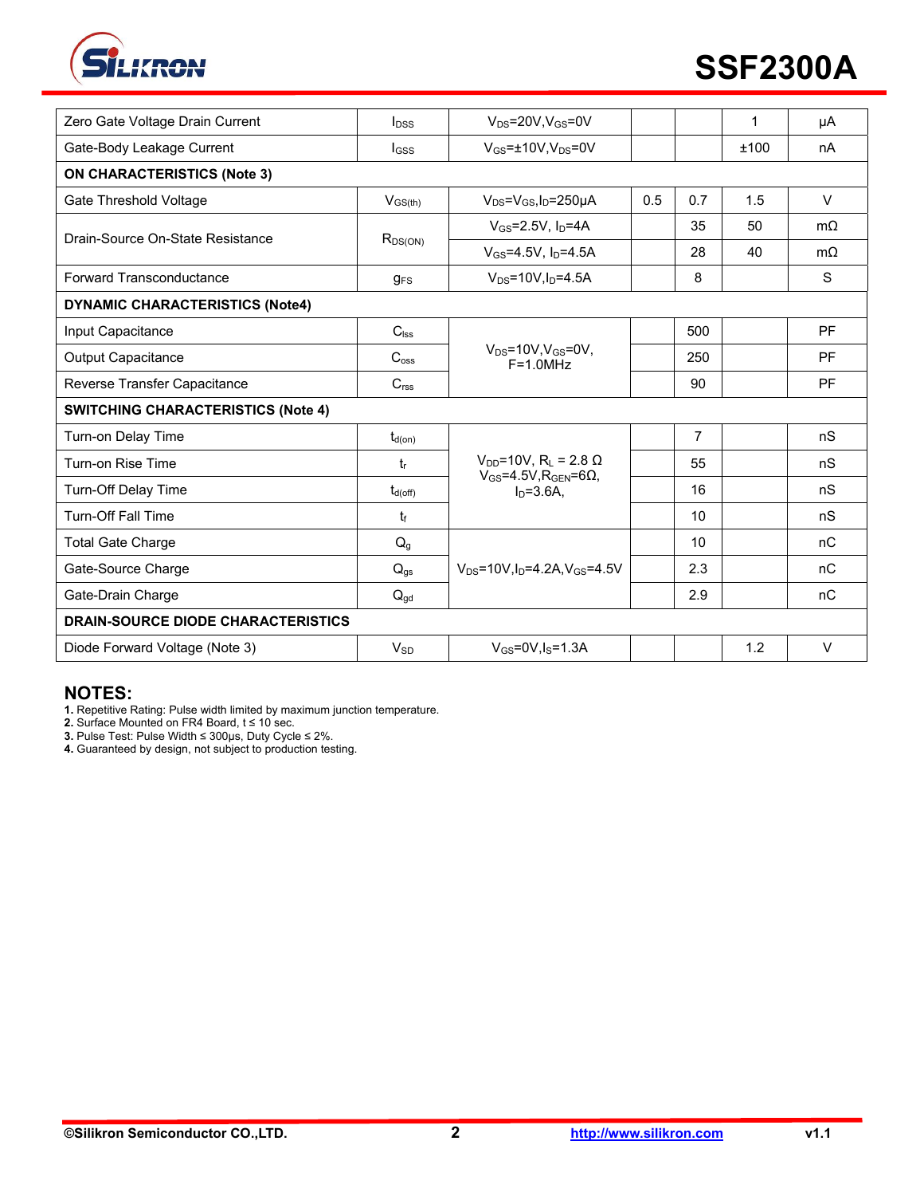| Parameter | Symbol | Conditions | Min | Typ | Max | Unit |
|---|---|---|---|---|---|---|
| Zero Gate Voltage Drain Current | $I_{DSS}$ | $V_{DS}$=20V,$V_{GS}$=0V | | | 1 | μA |
| Gate-Body Leakage Current | $I_{GSS}$ | $V_{GS}$=±10V,$V_{DS}$=0V | | | ±100 | nA |
| **ON CHARACTERISTICS (Note 3)** | | | | | | |
| Gate Threshold Voltage | $V_{GS(th)}$ | $V_{DS}$=$V_{GS}$,$I_D$=250μA | 0.5 | 0.7 | 1.5 | V |
| Drain-Source On-State Resistance | $R_{DS(ON)}$ | $V_{GS}$=2.5V, $I_D$=4A | | 35 | 50 | mΩ |
| | | $V_{GS}$=4.5V, $I_D$=4.5A | | 28 | 40 | mΩ |
| Forward Transconductance | $g_{FS}$ | $V_{DS}$=10V,$I_D$=4.5A | | 8 | | S |
| **DYNAMIC CHARACTERISTICS (Note4)** | | | | | | |
| Input Capacitance | $C_{iss}$ | $V_{DS}$=10V,$V_{GS}$=0V, F=1.0MHz | | 500 | | PF |
| Output Capacitance | $C_{oss}$ | | | 250 | | PF |
| Reverse Transfer Capacitance | $C_{rss}$ | | | 90 | | PF |
| **SWITCHING CHARACTERISTICS (Note 4)** | | | | | | |
| Turn-on Delay Time | $t_{d(on)}$ | $V_{DD}$=10V, $R_L$ = 2.8 Ω $V_{GS}$=4.5V,$R_{GEN}$=6Ω, $I_D$=3.6A, | | 7 | | nS |
| Turn-on Rise Time | $t_r$ | | | 55 | | nS |
| Turn-Off Delay Time | $t_{d(off)}$ | | | 16 | | nS |
| Turn-Off Fall Time | $t_f$ | | | 10 | | nS |
| Total Gate Charge | $Q_g$ | $V_{DS}$=10V,$I_D$=4.2A,$V_{GS}$=4.5V | | 10 | | nC |
| Gate-Source Charge | $Q_{gs}$ | | | 2.3 | | nC |
| Gate-Drain Charge | $Q_{gd}$ | | | 2.9 | | nC |
| **DRAIN-SOURCE DIODE CHARACTERISTICS** | | | | | | |
| Diode Forward Voltage (Note 3) | $V_{SD}$ | $V_{GS}$=0V,$I_S$=1.3A | | | 1.2 | V |

## NOTES:

**1.** Repetitive Rating: Pulse width limited by maximum junction temperature.
**2.** Surface Mounted on FR4 Board, t ≤ 10 sec.
**3.** Pulse Test: Pulse Width ≤ 300μs, Duty Cycle ≤ 2%.
**4.** Guaranteed by design, not subject to production testing.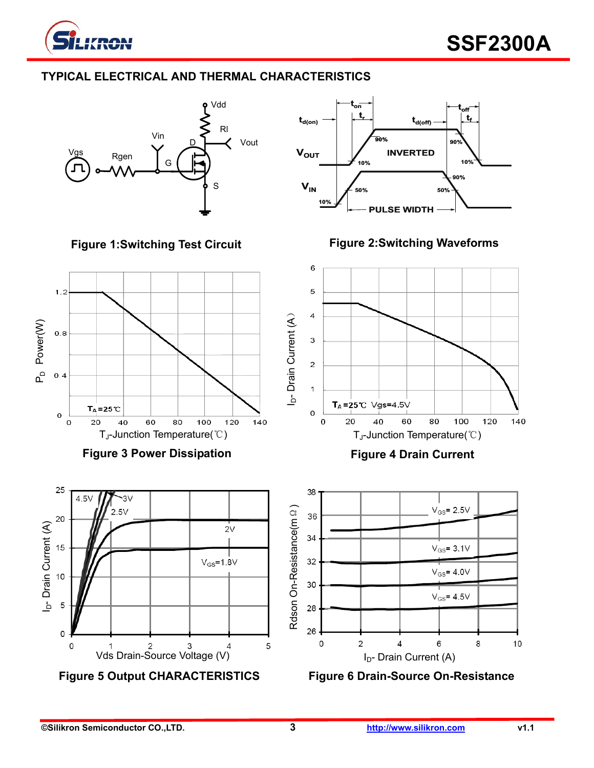## TYPICAL ELECTRICAL AND THERMAL CHARACTERISTICS

Vdd

Rl

Vin

D

Vout

Vgs

Rgen

G

S

**Figure 1:Switching Test Circuit**

$t_{on}$ $t_r$ $t_{d(on)}$ $t_{d(off)}$ $t_{off}$ $t_f$

90% 90%

$V_{OUT}$ INVERTED

10% 10%

90%

$V_{IN}$ 50% 50%

10% PULSE WIDTH

**Figure 2:Switching Waveforms**

$P_D$ Power(W)

$T_A$=25℃

$T_J$-Junction Temperature(℃)

**Figure 3 Power Dissipation**

$I_D$- Drain Current (A)

$T_A$=25℃ Vgs=4.5V

$T_J$-Junction Temperature(℃)

**Figure 4 Drain Current**

$I_D$- Drain Current (A)

4.5V 3V 2.5V 2V $V_{GS}$=1.8V

Vds Drain-Source Voltage (V)

**Figure 5 Output CHARACTERISTICS**

Rdson On-Resistance(mΩ)

$V_{GS}$= 2.5V

$V_{GS}$= 3.1V

$V_{GS}$= 4.0V

$V_{GS}$= 4.5V

$I_D$- Drain Current (A)

**Figure 6 Drain-Source On-Resistance**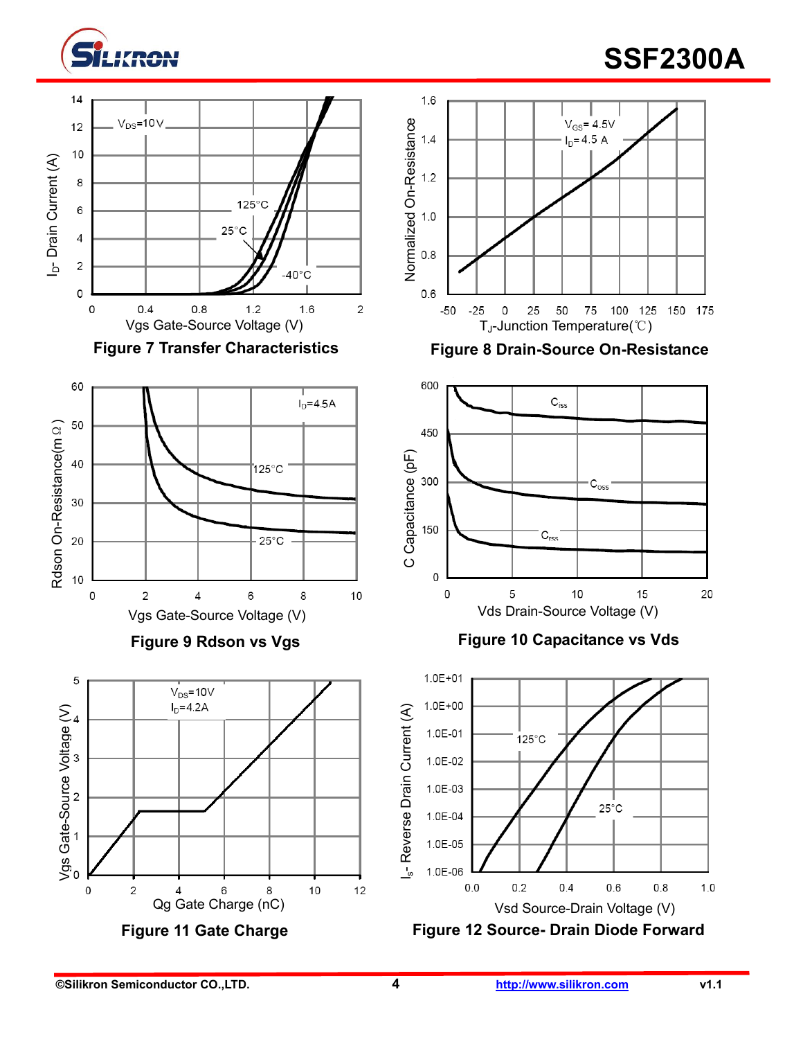Figure 7 Transfer Characteristics

Figure 8 Drain-Source On-Resistance

Figure 9 Rdson vs Vgs

Figure 10 Capacitance vs Vds

Figure 11 Gate Charge

Figure 12 Source- Drain Diode Forward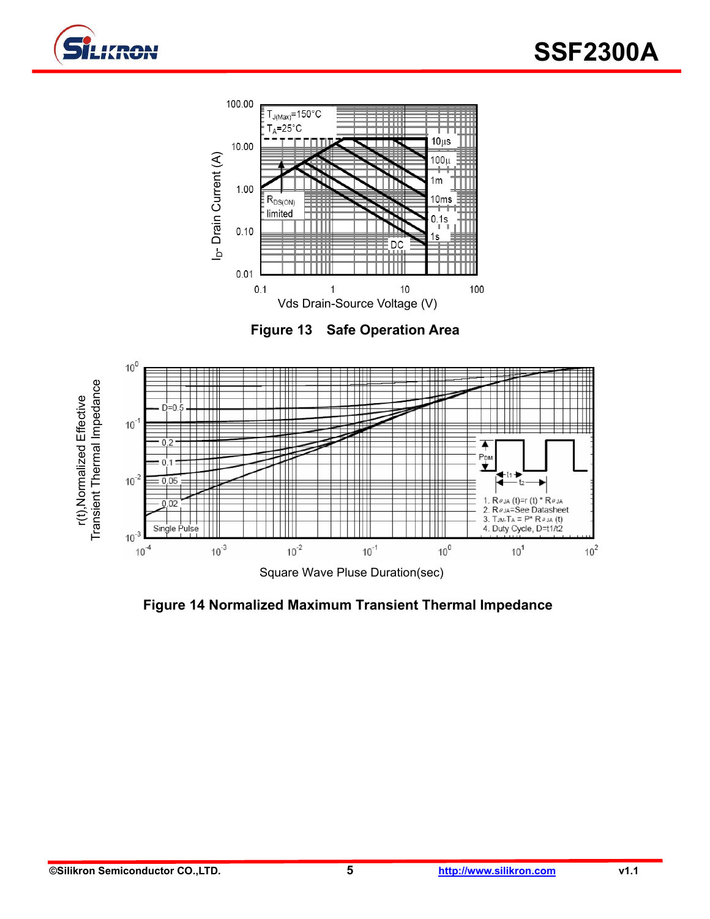**Figure 13 Safe Operation Area**

**Figure 14 Normalized Maximum Transient Thermal Impedance**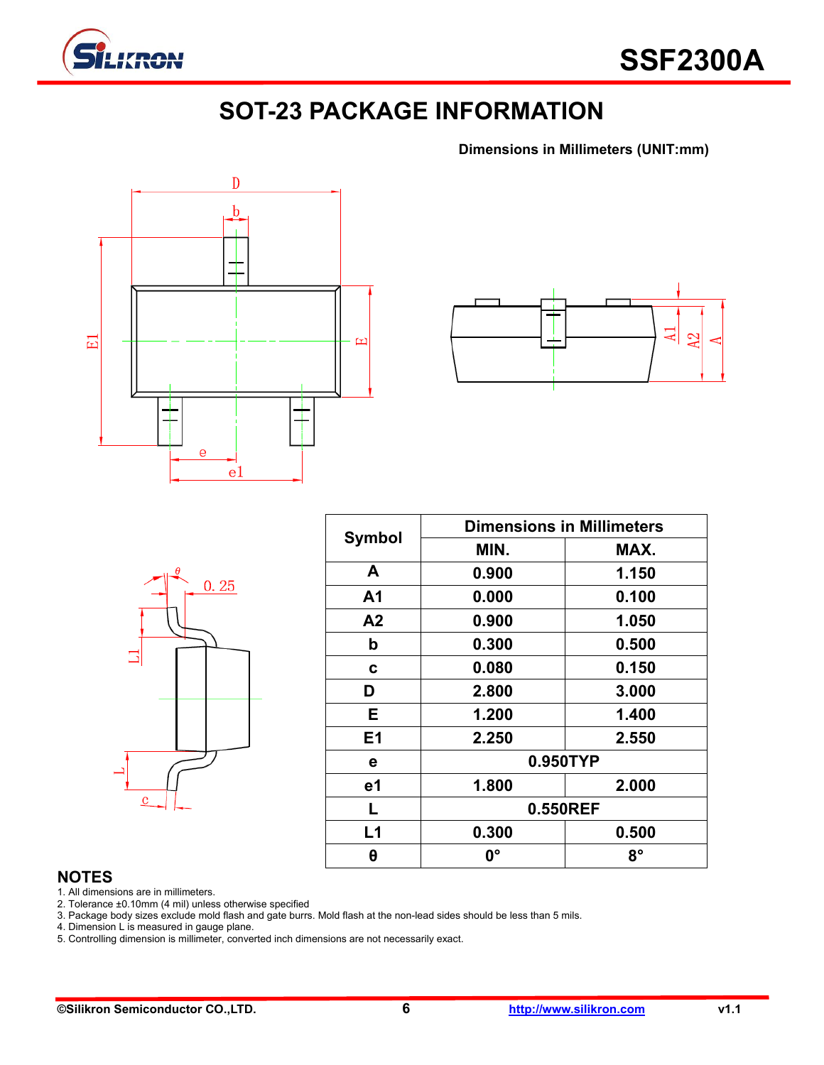# SOT-23 PACKAGE INFORMATION

**Dimensions in Millimeters (UNIT:mm)**

| Symbol | Dimensions in Millimeters | |
|---|---|---|
| | MIN. | MAX. |
| A | 0.900 | 1.150 |
| A1 | 0.000 | 0.100 |
| A2 | 0.900 | 1.050 |
| b | 0.300 | 0.500 |
| c | 0.080 | 0.150 |
| D | 2.800 | 3.000 |
| E | 1.200 | 1.400 |
| E1 | 2.250 | 2.550 |
| e | 0.950TYP | |
| e1 | 1.800 | 2.000 |
| L | 0.550REF | |
| L1 | 0.300 | 0.500 |
| θ | 0° | 8° |

## NOTES

1. All dimensions are in millimeters.
2. Tolerance ±0.10mm (4 mil) unless otherwise specified
3. Package body sizes exclude mold flash and gate burrs. Mold flash at the non-lead sides should be less than 5 mils.
4. Dimension L is measured in gauge plane.
5. Controlling dimension is millimeter, converted inch dimensions are not necessarily exact.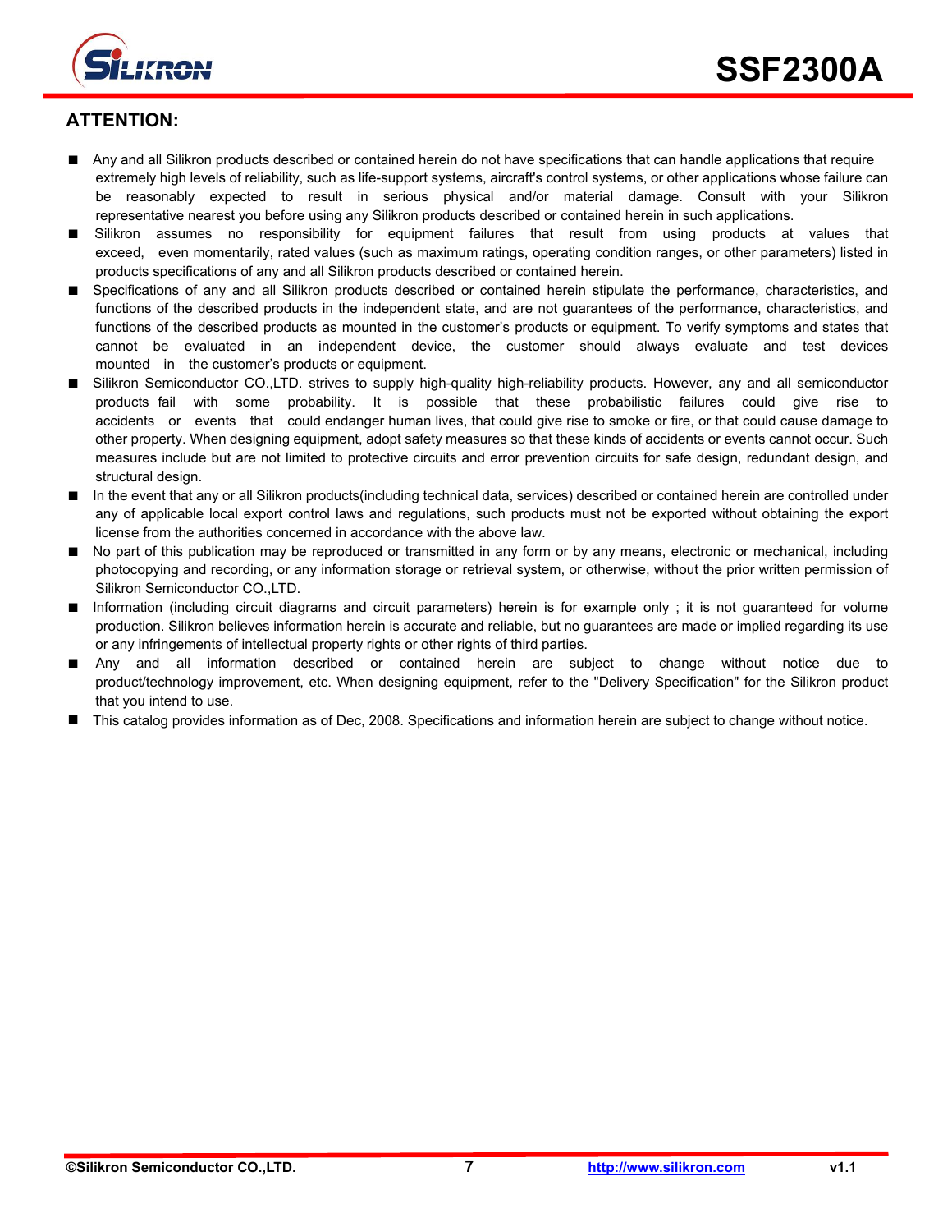## ATTENTION:

- Any and all Silikron products described or contained herein do not have specifications that can handle applications that require extremely high levels of reliability, such as life-support systems, aircraft's control systems, or other applications whose failure can be reasonably expected to result in serious physical and/or material damage. Consult with your Silikron representative nearest you before using any Silikron products described or contained herein in such applications.
- Silikron assumes no responsibility for equipment failures that result from using products at values that exceed, even momentarily, rated values (such as maximum ratings, operating condition ranges, or other parameters) listed in products specifications of any and all Silikron products described or contained herein.
- Specifications of any and all Silikron products described or contained herein stipulate the performance, characteristics, and functions of the described products in the independent state, and are not guarantees of the performance, characteristics, and functions of the described products as mounted in the customer's products or equipment. To verify symptoms and states that cannot be evaluated in an independent device, the customer should always evaluate and test devices mounted in the customer's products or equipment.
- Silikron Semiconductor CO.,LTD. strives to supply high-quality high-reliability products. However, any and all semiconductor products fail with some probability. It is possible that these probabilistic failures could give rise to accidents or events that could endanger human lives, that could give rise to smoke or fire, or that could cause damage to other property. When designing equipment, adopt safety measures so that these kinds of accidents or events cannot occur. Such measures include but are not limited to protective circuits and error prevention circuits for safe design, redundant design, and structural design.
- In the event that any or all Silikron products(including technical data, services) described or contained herein are controlled under any of applicable local export control laws and regulations, such products must not be exported without obtaining the export license from the authorities concerned in accordance with the above law.
- No part of this publication may be reproduced or transmitted in any form or by any means, electronic or mechanical, including photocopying and recording, or any information storage or retrieval system, or otherwise, without the prior written permission of Silikron Semiconductor CO.,LTD.
- Information (including circuit diagrams and circuit parameters) herein is for example only ; it is not guaranteed for volume production. Silikron believes information herein is accurate and reliable, but no guarantees are made or implied regarding its use or any infringements of intellectual property rights or other rights of third parties.
- Any and all information described or contained herein are subject to change without notice due to product/technology improvement, etc. When designing equipment, refer to the "Delivery Specification" for the Silikron product that you intend to use.
- This catalog provides information as of Dec, 2008. Specifications and information herein are subject to change without notice.